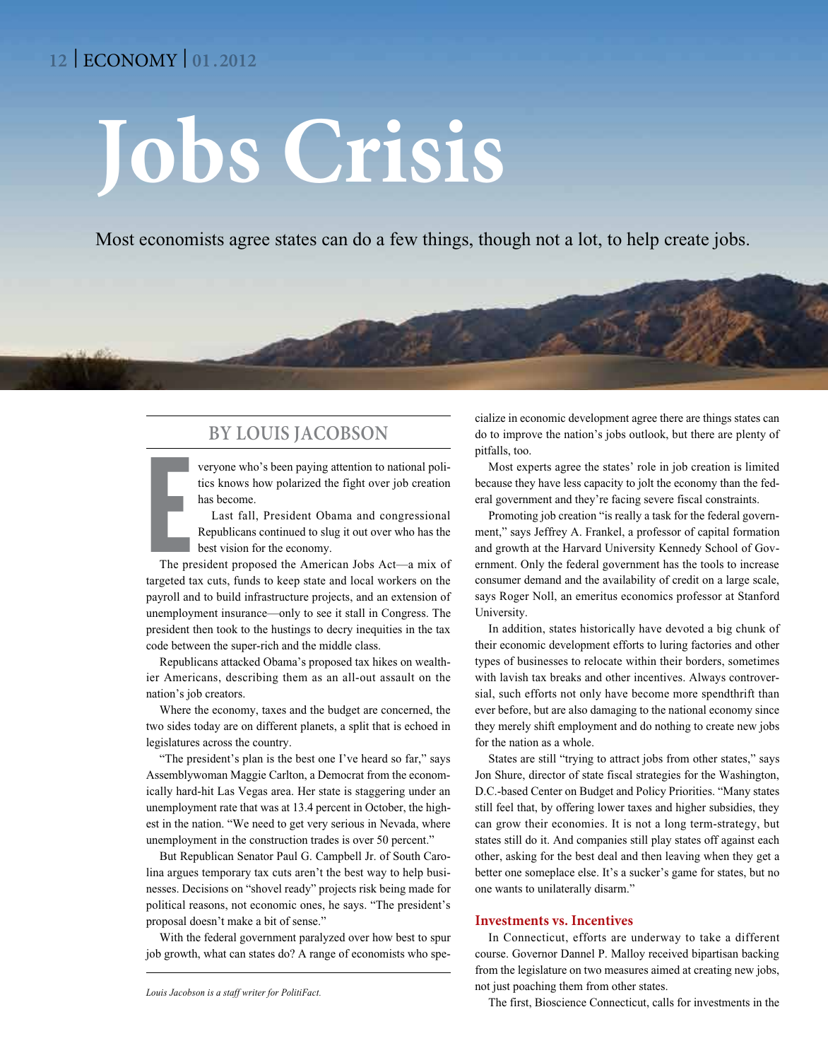# Jobs Crisis

Most economists agree states can do a few things, though not a lot, to help create jobs.

## BY LOUIS JACOBSON

Everyone who's been paying attention to national politics knows how polarized the fight over job creation has become.

Last fall, President Obama and congressional Republicans continued to slug it out over who has the best vision for the economy.

The president proposed the American Jobs Act—a mix of targeted tax cuts, funds to keep state and local workers on the payroll and to build infrastructure projects, and an extension of unemployment insurance—only to see it stall in Congress. The president then took to the hustings to decry inequities in the tax code between the super-rich and the middle class.

Republicans attacked Obama's proposed tax hikes on wealthier Americans, describing them as an all-out assault on the nation's job creators.

Where the economy, taxes and the budget are concerned, the two sides today are on different planets, a split that is echoed in legislatures across the country.

"The president's plan is the best one I've heard so far," says Assemblywoman Maggie Carlton, a Democrat from the economically hard-hit Las Vegas area. Her state is staggering under an unemployment rate that was at 13.4 percent in October, the highest in the nation. "We need to get very serious in Nevada, where unemployment in the construction trades is over 50 percent."

But Republican Senator Paul G. Campbell Jr. of South Carolina argues temporary tax cuts aren't the best way to help businesses. Decisions on "shovel ready" projects risk being made for political reasons, not economic ones, he says. "The president's proposal doesn't make a bit of sense."

With the federal government paralyzed over how best to spur job growth, what can states do? A range of economists who specialize in economic development agree there are things states can do to improve the nation's jobs outlook, but there are plenty of pitfalls, too.

*Louis Jacobson is a staff writer for PolitiFact.*

Most experts agree the states' role in job creation is limited because they have less capacity to jolt the economy than the federal government and they're facing severe fiscal constraints.

Promoting job creation "is really a task for the federal government," says Jeffrey A. Frankel, a professor of capital formation and growth at the Harvard University Kennedy School of Government. Only the federal government has the tools to increase consumer demand and the availability of credit on a large scale, says Roger Noll, an emeritus economics professor at Stanford University.

In addition, states historically have devoted a big chunk of their economic development efforts to luring factories and other types of businesses to relocate within their borders, sometimes with lavish tax breaks and other incentives. Always controversial, such efforts not only have become more spendthrift than ever before, but are also damaging to the national economy since they merely shift employment and do nothing to create new jobs for the nation as a whole.

States are still "trying to attract jobs from other states," says Jon Shure, director of state fiscal strategies for the Washington, D.C.-based Center on Budget and Policy Priorities. "Many states still feel that, by offering lower taxes and higher subsidies, they can grow their economies. It is not a long term-strategy, but states still do it. And companies still play states off against each other, asking for the best deal and then leaving when they get a better one someplace else. It's a sucker's game for states, but no one wants to unilaterally disarm."

### Investments vs. Incentives

In Connecticut, efforts are underway to take a different course. Governor Dannel P. Malloy received bipartisan backing from the legislature on two measures aimed at creating new jobs, not just poaching them from other states.

The first, Bioscience Connecticut, calls for investments in the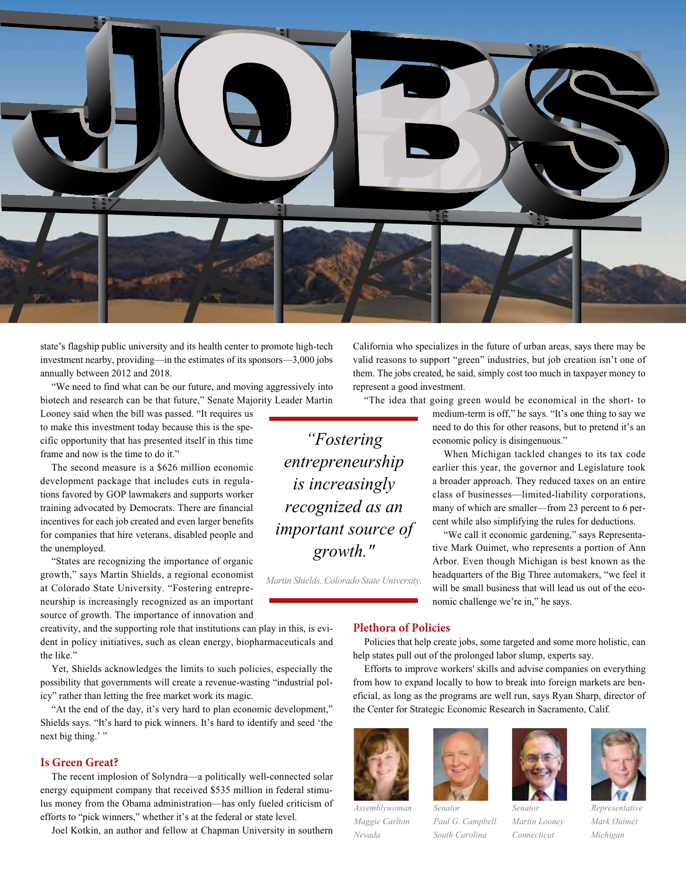state's flagship public university and its health center to promote high-tech investment nearby, providing—in the estimates of its sponsors—3,000 jobs annually between 2012 and 2018.

"We need to find what can be our future, and moving aggressively into biotech and research can be that future," Senate Majority Leader Martin Looney said when the bill was passed. "It requires us to make this investment today because this is the specific opportunity that has presented itself in this time frame and now is the time to do it."

The second measure is a $626 million economic development package that includes cuts in regulations favored by GOP lawmakers and supports worker training advocated by Democrats. There are financial incentives for each job created and even larger benefits for companies that hire veterans, disabled people and the unemployed.

"States are recognizing the importance of organic growth," says Martin Shields, a regional economist at Colorado State University. "Fostering entrepreneurship is increasingly recognized as an important source of growth. The importance of innovation and creativity, and the supporting role that institutions can play in this, is evident in policy initiatives, such as clean energy, biopharmaceuticals and the like."

*"Fostering entrepreneurship is increasingly recognized as an important source of growth."*

*Martin Shields, Colorado State University.*

Yet, Shields acknowledges the limits to such policies, especially the possibility that governments will create a revenue-wasting "industrial policy" rather than letting the free market work its magic.

"At the end of the day, it's very hard to plan economic development," Shields says. "It's hard to pick winners. It's hard to identify and seed 'the next big thing.' "

## Is Green Great?

The recent implosion of Solyndra—a politically well-connected solar energy equipment company that received $535 million in federal stimulus money from the Obama administration—has only fueled criticism of efforts to "pick winners," whether it's at the federal or state level.

Joel Kotkin, an author and fellow at Chapman University in southern California who specializes in the future of urban areas, says there may be valid reasons to support "green" industries, but job creation isn't one of them. The jobs created, he said, simply cost too much in taxpayer money to represent a good investment.

"The idea that going green would be economical in the short- to medium-term is off," he says. "It's one thing to say we need to do this for other reasons, but to pretend it's an economic policy is disingenuous."

When Michigan tackled changes to its tax code earlier this year, the governor and Legislature took a broader approach. They reduced taxes on an entire class of businesses—limited-liability corporations, many of which are smaller—from 23 percent to 6 percent while also simplifying the rules for deductions.

"We call it economic gardening," says Representative Mark Ouimet, who represents a portion of Ann Arbor. Even though Michigan is best known as the headquarters of the Big Three automakers, "we feel it will be small business that will lead us out of the economic challenge we're in," he says.

## Plethora of Policies

Policies that help create jobs, some targeted and some more holistic, can help states pull out of the prolonged labor slump, experts say.

Efforts to improve workers' skills and advise companies on everything from how to expand locally to how to break into foreign markets are beneficial, as long as the programs are well run, says Ryan Sharp, director of the Center for Strategic Economic Research in Sacramento, Calif.

*Assemblywoman Maggie Carlton Nevada*

*Senator Paul G. Campbell South Carolina*

*Senator Martin Looney Connecticut*

*Representative Mark Ouimet Michigan*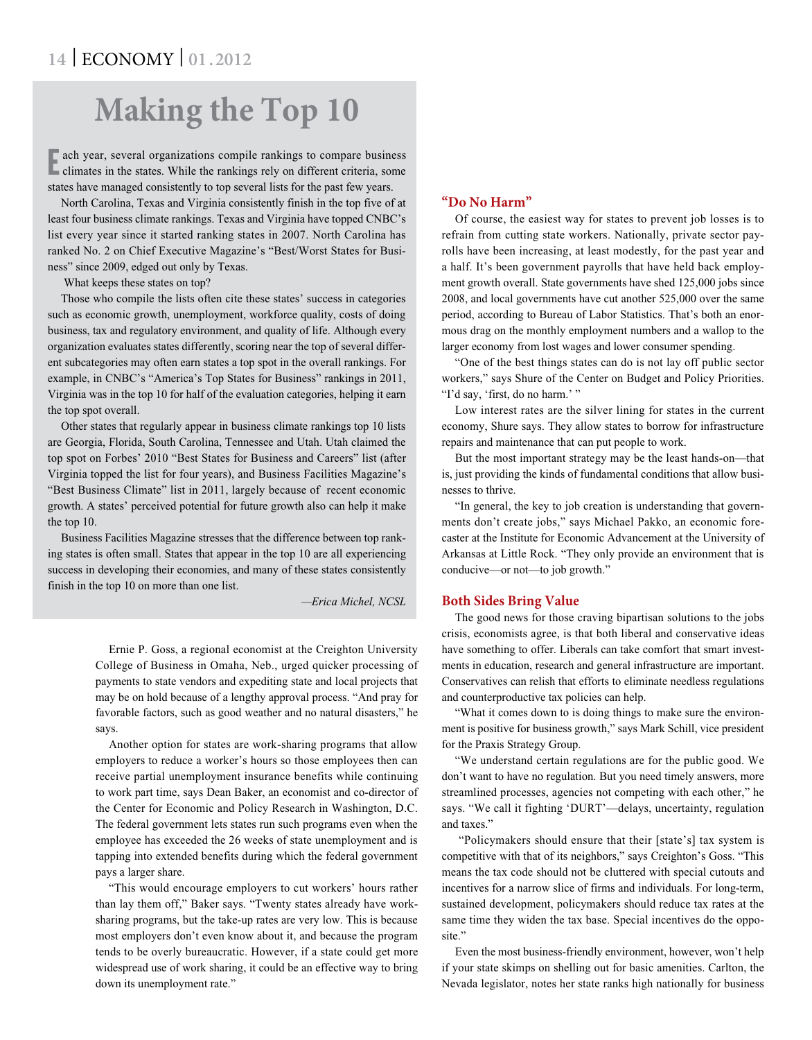# Making the Top 10

Each year, several organizations compile rankings to compare business climates in the states. While the rankings rely on different criteria, some states have managed consistently to top several lists for the past few years.

North Carolina, Texas and Virginia consistently finish in the top five of at least four business climate rankings. Texas and Virginia have topped CNBC's list every year since it started ranking states in 2007. North Carolina has ranked No. 2 on Chief Executive Magazine's "Best/Worst States for Business" since 2009, edged out only by Texas.

What keeps these states on top?

Those who compile the lists often cite these states' success in categories such as economic growth, unemployment, workforce quality, costs of doing business, tax and regulatory environment, and quality of life. Although every organization evaluates states differently, scoring near the top of several different subcategories may often earn states a top spot in the overall rankings. For example, in CNBC's "America's Top States for Business" rankings in 2011, Virginia was in the top 10 for half of the evaluation categories, helping it earn the top spot overall.

Other states that regularly appear in business climate rankings top 10 lists are Georgia, Florida, South Carolina, Tennessee and Utah. Utah claimed the top spot on Forbes' 2010 "Best States for Business and Careers" list (after Virginia topped the list for four years), and Business Facilities Magazine's "Best Business Climate" list in 2011, largely because of recent economic growth. A states' perceived potential for future growth also can help it make the top 10.

Business Facilities Magazine stresses that the difference between top ranking states is often small. States that appear in the top 10 are all experiencing success in developing their economies, and many of these states consistently finish in the top 10 on more than one list.

*—Erica Michel, NCSL*

Ernie P. Goss, a regional economist at the Creighton University College of Business in Omaha, Neb., urged quicker processing of payments to state vendors and expediting state and local projects that may be on hold because of a lengthy approval process. "And pray for favorable factors, such as good weather and no natural disasters," he says.

Another option for states are work-sharing programs that allow employers to reduce a worker's hours so those employees then can receive partial unemployment insurance benefits while continuing to work part time, says Dean Baker, an economist and co-director of the Center for Economic and Policy Research in Washington, D.C. The federal government lets states run such programs even when the employee has exceeded the 26 weeks of state unemployment and is tapping into extended benefits during which the federal government pays a larger share.

"This would encourage employers to cut workers' hours rather than lay them off," Baker says. "Twenty states already have work-sharing programs, but the take-up rates are very low. This is because most employers don't even know about it, and because the program tends to be overly bureaucratic. However, if a state could get more widespread use of work sharing, it could be an effective way to bring down its unemployment rate."

## "Do No Harm"

Of course, the easiest way for states to prevent job losses is to refrain from cutting state workers. Nationally, private sector payrolls have been increasing, at least modestly, for the past year and a half. It's been government payrolls that have held back employment growth overall. State governments have shed 125,000 jobs since 2008, and local governments have cut another 525,000 over the same period, according to Bureau of Labor Statistics. That's both an enormous drag on the monthly employment numbers and a wallop to the larger economy from lost wages and lower consumer spending.

"One of the best things states can do is not lay off public sector workers," says Shure of the Center on Budget and Policy Priorities. "I'd say, 'first, do no harm.' "

Low interest rates are the silver lining for states in the current economy, Shure says. They allow states to borrow for infrastructure repairs and maintenance that can put people to work.

But the most important strategy may be the least hands-on—that is, just providing the kinds of fundamental conditions that allow businesses to thrive.

"In general, the key to job creation is understanding that governments don't create jobs," says Michael Pakko, an economic forecaster at the Institute for Economic Advancement at the University of Arkansas at Little Rock. "They only provide an environment that is conducive—or not—to job growth."

## Both Sides Bring Value

The good news for those craving bipartisan solutions to the jobs crisis, economists agree, is that both liberal and conservative ideas have something to offer. Liberals can take comfort that smart investments in education, research and general infrastructure are important. Conservatives can relish that efforts to eliminate needless regulations and counterproductive tax policies can help.

"What it comes down to is doing things to make sure the environment is positive for business growth," says Mark Schill, vice president for the Praxis Strategy Group.

"We understand certain regulations are for the public good. We don't want to have no regulation. But you need timely answers, more streamlined processes, agencies not competing with each other," he says. "We call it fighting 'DURT'—delays, uncertainty, regulation and taxes."

"Policymakers should ensure that their [state's] tax system is competitive with that of its neighbors," says Creighton's Goss. "This means the tax code should not be cluttered with special cutouts and incentives for a narrow slice of firms and individuals. For long-term, sustained development, policymakers should reduce tax rates at the same time they widen the tax base. Special incentives do the opposite."

Even the most business-friendly environment, however, won't help if your state skimps on shelling out for basic amenities. Carlton, the Nevada legislator, notes her state ranks high nationally for business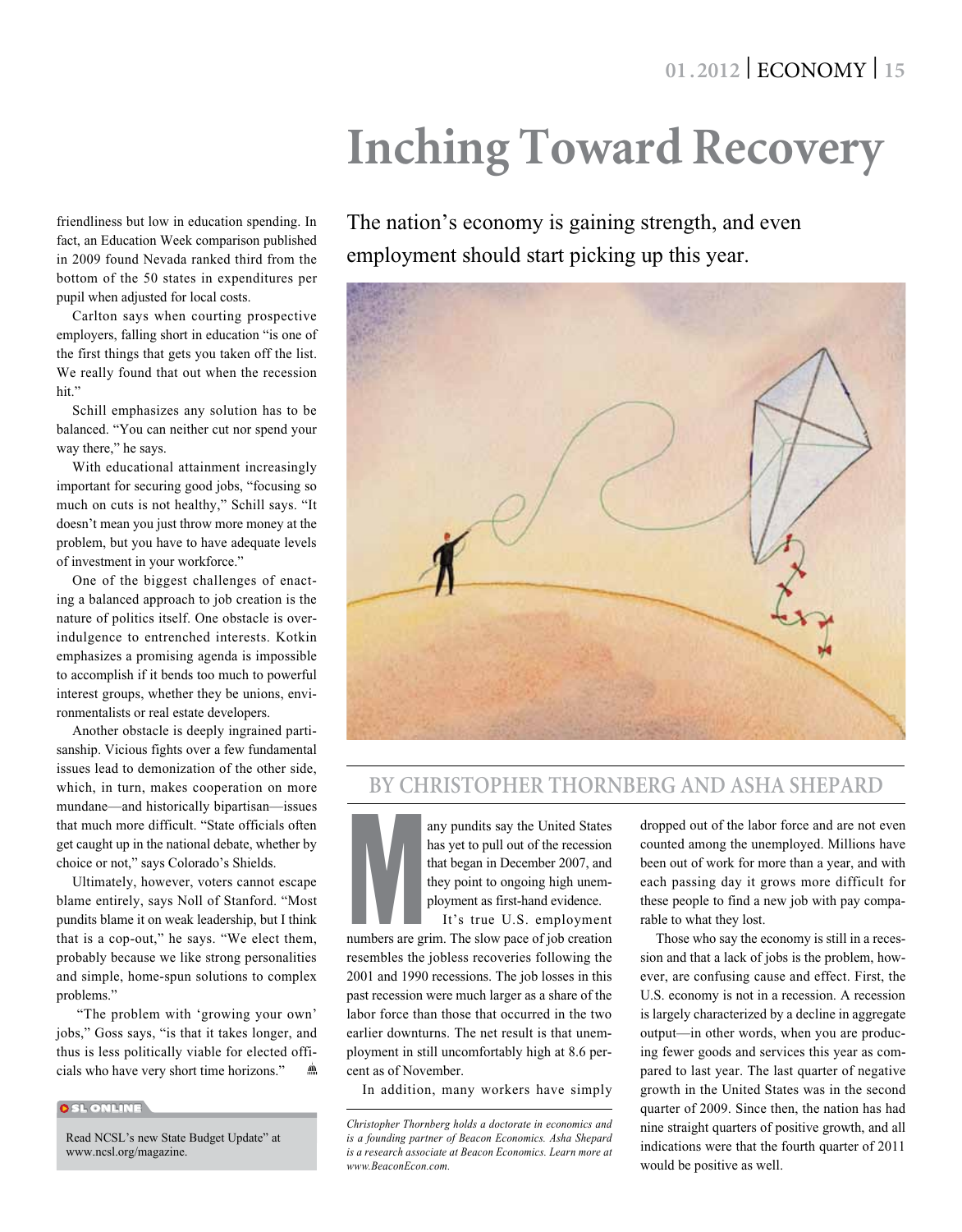friendliness but low in education spending. In fact, an Education Week comparison published in 2009 found Nevada ranked third from the bottom of the 50 states in expenditures per pupil when adjusted for local costs.

Carlton says when courting prospective employers, falling short in education "is one of the first things that gets you taken off the list. We really found that out when the recession hit."

Schill emphasizes any solution has to be balanced. "You can neither cut nor spend your way there," he says.

With educational attainment increasingly important for securing good jobs, "focusing so much on cuts is not healthy," Schill says. "It doesn't mean you just throw more money at the problem, but you have to have adequate levels of investment in your workforce."

One of the biggest challenges of enacting a balanced approach to job creation is the nature of politics itself. One obstacle is overindulgence to entrenched interests. Kotkin emphasizes a promising agenda is impossible to accomplish if it bends too much to powerful interest groups, whether they be unions, environmentalists or real estate developers.

Another obstacle is deeply ingrained partisanship. Vicious fights over a few fundamental issues lead to demonization of the other side, which, in turn, makes cooperation on more mundane—and historically bipartisan—issues that much more difficult. "State officials often get caught up in the national debate, whether by choice or not," says Colorado's Shields.

Ultimately, however, voters cannot escape blame entirely, says Noll of Stanford. "Most pundits blame it on weak leadership, but I think that is a cop-out," he says. "We elect them, probably because we like strong personalities and simple, home-spun solutions to complex problems."

"The problem with 'growing your own' jobs," Goss says, "is that it takes longer, and thus is less politically viable for elected officials who have very short time horizons."

**SL ONLINE**

Read NCSL's new State Budget Update" at www.ncsl.org/magazine.

# Inching Toward Recovery

The nation's economy is gaining strength, and even employment should start picking up this year.

## BY CHRISTOPHER THORNBERG AND ASHA SHEPARD

Many pundits say the United States has yet to pull out of the recession that began in December 2007, and they point to ongoing high unemployment as first-hand evidence.

It's true U.S. employment numbers are grim. The slow pace of job creation resembles the jobless recoveries following the 2001 and 1990 recessions. The job losses in this past recession were much larger as a share of the labor force than those that occurred in the two earlier downturns. The net result is that unemployment in still uncomfortably high at 8.6 percent as of November.

In addition, many workers have simply dropped out of the labor force and are not even counted among the unemployed. Millions have been out of work for more than a year, and with each passing day it grows more difficult for these people to find a new job with pay comparable to what they lost.

Those who say the economy is still in a recession and that a lack of jobs is the problem, however, are confusing cause and effect. First, the U.S. economy is not in a recession. A recession is largely characterized by a decline in aggregate output—in other words, when you are producing fewer goods and services this year as compared to last year. The last quarter of negative growth in the United States was in the second quarter of 2009. Since then, the nation has had nine straight quarters of positive growth, and all indications were that the fourth quarter of 2011 would be positive as well.

*Christopher Thornberg holds a doctorate in economics and is a founding partner of Beacon Economics. Asha Shepard is a research associate at Beacon Economics. Learn more at www.BeaconEcon.com.*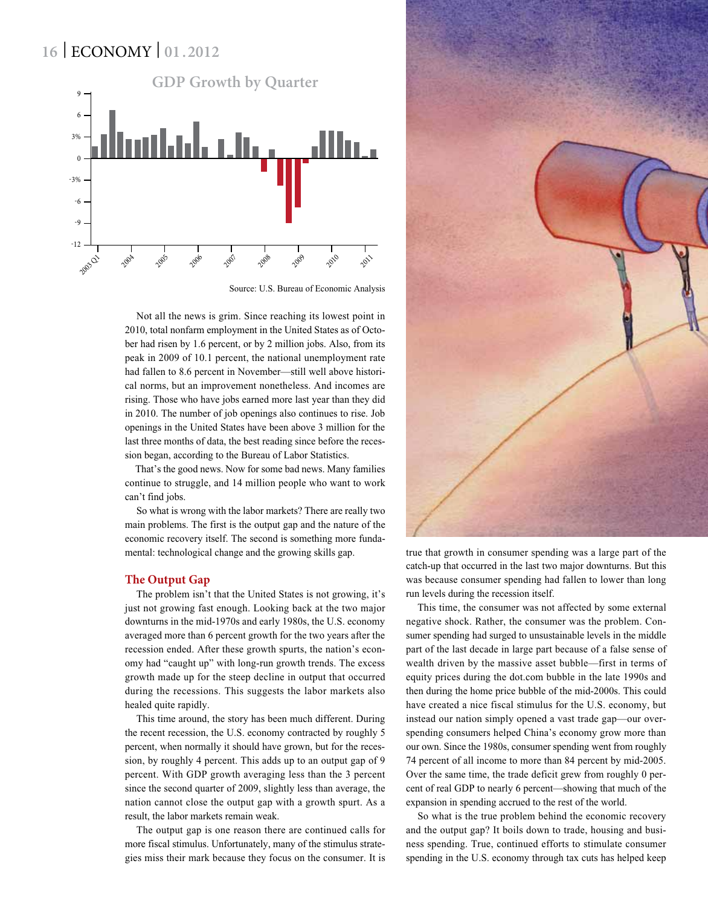GDP Growth by Quarter

Source: U.S. Bureau of Economic Analysis

Not all the news is grim. Since reaching its lowest point in 2010, total nonfarm employment in the United States as of October had risen by 1.6 percent, or by 2 million jobs. Also, from its peak in 2009 of 10.1 percent, the national unemployment rate had fallen to 8.6 percent in November—still well above historical norms, but an improvement nonetheless. And incomes are rising. Those who have jobs earned more last year than they did in 2010. The number of job openings also continues to rise. Job openings in the United States have been above 3 million for the last three months of data, the best reading since before the recession began, according to the Bureau of Labor Statistics.

That's the good news. Now for some bad news. Many families continue to struggle, and 14 million people who want to work can't find jobs.

So what is wrong with the labor markets? There are really two main problems. The first is the output gap and the nature of the economic recovery itself. The second is something more fundamental: technological change and the growing skills gap.

## The Output Gap

The problem isn't that the United States is not growing, it's just not growing fast enough. Looking back at the two major downturns in the mid-1970s and early 1980s, the U.S. economy averaged more than 6 percent growth for the two years after the recession ended. After these growth spurts, the nation's economy had "caught up" with long-run growth trends. The excess growth made up for the steep decline in output that occurred during the recessions. This suggests the labor markets also healed quite rapidly.

This time around, the story has been much different. During the recent recession, the U.S. economy contracted by roughly 5 percent, when normally it should have grown, but for the recession, by roughly 4 percent. This adds up to an output gap of 9 percent. With GDP growth averaging less than the 3 percent since the second quarter of 2009, slightly less than average, the nation cannot close the output gap with a growth spurt. As a result, the labor markets remain weak.

The output gap is one reason there are continued calls for more fiscal stimulus. Unfortunately, many of the stimulus strategies miss their mark because they focus on the consumer. It is true that growth in consumer spending was a large part of the catch-up that occurred in the last two major downturns. But this was because consumer spending had fallen to lower than long run levels during the recession itself.

This time, the consumer was not affected by some external negative shock. Rather, the consumer was the problem. Consumer spending had surged to unsustainable levels in the middle part of the last decade in large part because of a false sense of wealth driven by the massive asset bubble—first in terms of equity prices during the dot.com bubble in the late 1990s and then during the home price bubble of the mid-2000s. This could have created a nice fiscal stimulus for the U.S. economy, but instead our nation simply opened a vast trade gap—our overspending consumers helped China's economy grow more than our own. Since the 1980s, consumer spending went from roughly 74 percent of all income to more than 84 percent by mid-2005. Over the same time, the trade deficit grew from roughly 0 percent of real GDP to nearly 6 percent—showing that much of the expansion in spending accrued to the rest of the world.

So what is the true problem behind the economic recovery and the output gap? It boils down to trade, housing and business spending. True, continued efforts to stimulate consumer spending in the U.S. economy through tax cuts has helped keep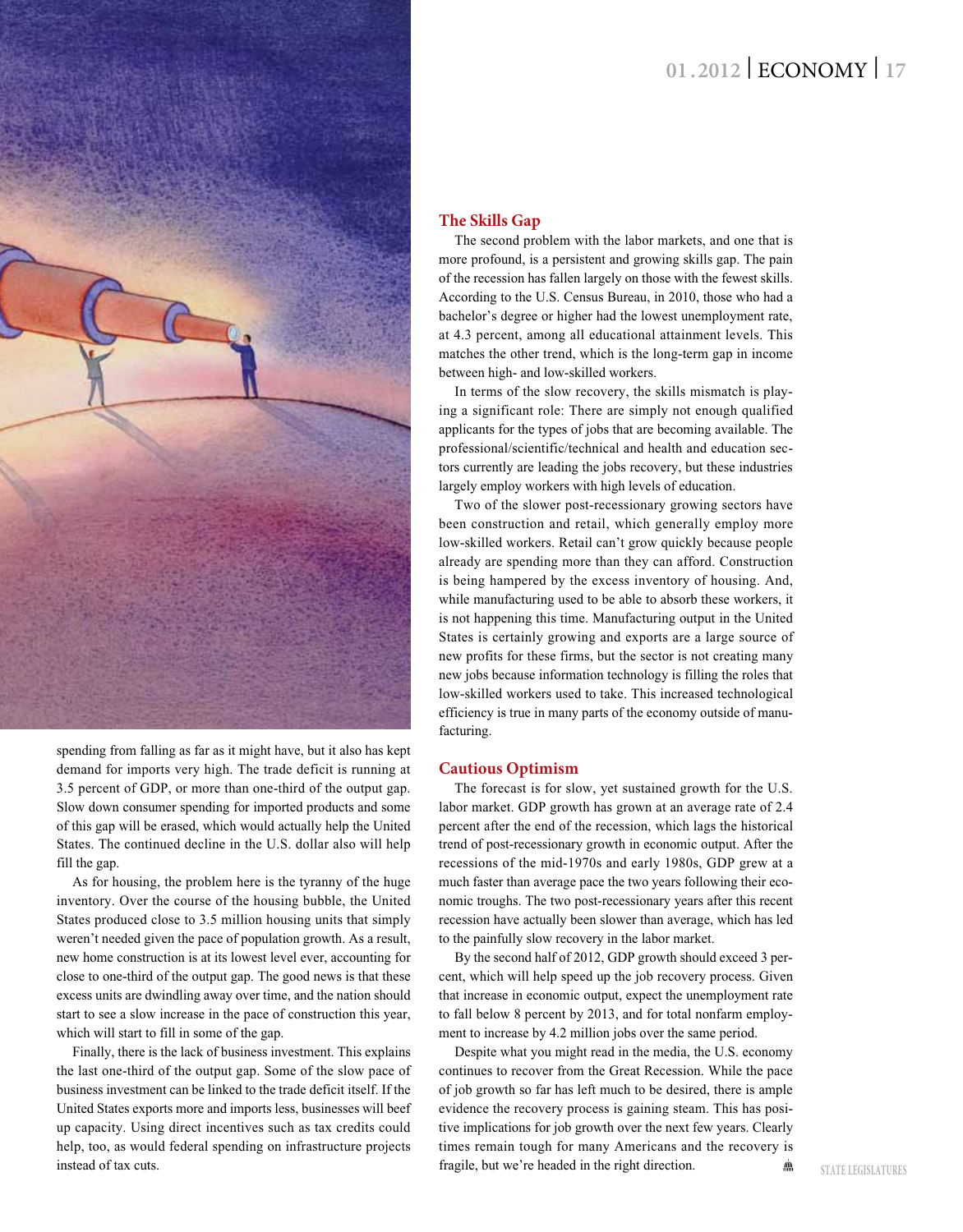spending from falling as far as it might have, but it also has kept demand for imports very high. The trade deficit is running at 3.5 percent of GDP, or more than one-third of the output gap. Slow down consumer spending for imported products and some of this gap will be erased, which would actually help the United States. The continued decline in the U.S. dollar also will help fill the gap.

As for housing, the problem here is the tyranny of the huge inventory. Over the course of the housing bubble, the United States produced close to 3.5 million housing units that simply weren't needed given the pace of population growth. As a result, new home construction is at its lowest level ever, accounting for close to one-third of the output gap. The good news is that these excess units are dwindling away over time, and the nation should start to see a slow increase in the pace of construction this year, which will start to fill in some of the gap.

Finally, there is the lack of business investment. This explains the last one-third of the output gap. Some of the slow pace of business investment can be linked to the trade deficit itself. If the United States exports more and imports less, businesses will beef up capacity. Using direct incentives such as tax credits could help, too, as would federal spending on infrastructure projects instead of tax cuts.

## The Skills Gap

The second problem with the labor markets, and one that is more profound, is a persistent and growing skills gap. The pain of the recession has fallen largely on those with the fewest skills. According to the U.S. Census Bureau, in 2010, those who had a bachelor's degree or higher had the lowest unemployment rate, at 4.3 percent, among all educational attainment levels. This matches the other trend, which is the long-term gap in income between high- and low-skilled workers.

In terms of the slow recovery, the skills mismatch is playing a significant role: There are simply not enough qualified applicants for the types of jobs that are becoming available. The professional/scientific/technical and health and education sectors currently are leading the jobs recovery, but these industries largely employ workers with high levels of education.

Two of the slower post-recessionary growing sectors have been construction and retail, which generally employ more low-skilled workers. Retail can't grow quickly because people already are spending more than they can afford. Construction is being hampered by the excess inventory of housing. And, while manufacturing used to be able to absorb these workers, it is not happening this time. Manufacturing output in the United States is certainly growing and exports are a large source of new profits for these firms, but the sector is not creating many new jobs because information technology is filling the roles that low-skilled workers used to take. This increased technological efficiency is true in many parts of the economy outside of manufacturing.

## Cautious Optimism

The forecast is for slow, yet sustained growth for the U.S. labor market. GDP growth has grown at an average rate of 2.4 percent after the end of the recession, which lags the historical trend of post-recessionary growth in economic output. After the recessions of the mid-1970s and early 1980s, GDP grew at a much faster than average pace the two years following their economic troughs. The two post-recessionary years after this recent recession have actually been slower than average, which has led to the painfully slow recovery in the labor market.

By the second half of 2012, GDP growth should exceed 3 percent, which will help speed up the job recovery process. Given that increase in economic output, expect the unemployment rate to fall below 8 percent by 2013, and for total nonfarm employment to increase by 4.2 million jobs over the same period.

Despite what you might read in the media, the U.S. economy continues to recover from the Great Recession. While the pace of job growth so far has left much to be desired, there is ample evidence the recovery process is gaining steam. This has positive implications for job growth over the next few years. Clearly times remain tough for many Americans and the recovery is fragile, but we're headed in the right direction.